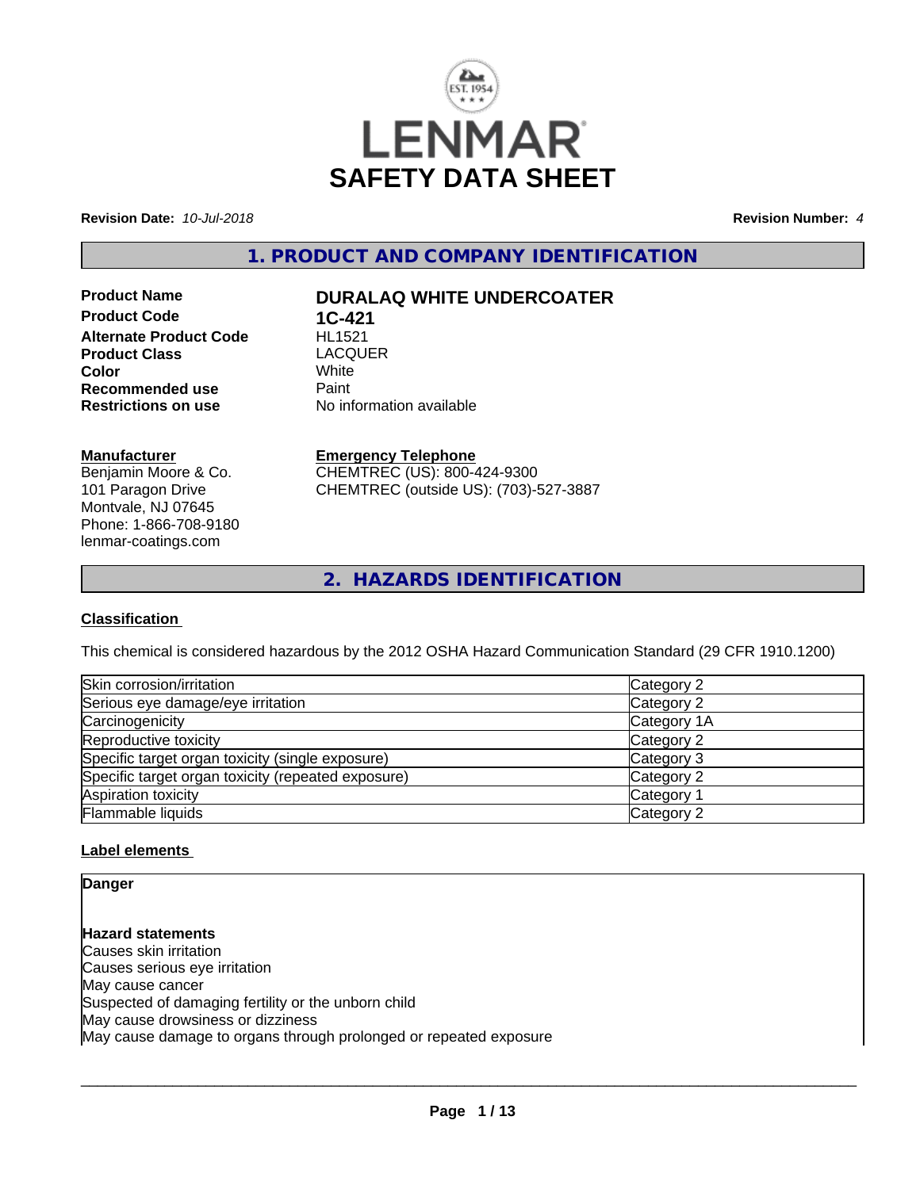# LENMAR SAFETY DATA SHEET

**Revision Date:** *10-Jul-2018*

**Revision Number:** *4*

## 1. PRODUCT AND COMPANY IDENTIFICATION

| | |
|---|---|
| **Product Name** | **DURALAQ WHITE UNDERCOATER** |
| **Product Code** | **1C-421** |
| **Alternate Product Code** | HL1521 |
| **Product Class** | LACQUER |
| **Color** | White |
| **Recommended use** | Paint |
| **Restrictions on use** | No information available |

**Manufacturer**
Benjamin Moore & Co.
101 Paragon Drive
Montvale, NJ 07645
Phone: 1-866-708-9180
lenmar-coatings.com

**Emergency Telephone**
CHEMTREC (US): 800-424-9300
CHEMTREC (outside US): (703)-527-3887

## 2. HAZARDS IDENTIFICATION

### Classification

This chemical is considered hazardous by the 2012 OSHA Hazard Communication Standard (29 CFR 1910.1200)

| Hazard | Category |
|---|---|
| Skin corrosion/irritation | Category 2 |
| Serious eye damage/eye irritation | Category 2 |
| Carcinogenicity | Category 1A |
| Reproductive toxicity | Category 2 |
| Specific target organ toxicity (single exposure) | Category 3 |
| Specific target organ toxicity (repeated exposure) | Category 2 |
| Aspiration toxicity | Category 1 |
| Flammable liquids | Category 2 |

### Label elements

**Danger**

**Hazard statements**
Causes skin irritation
Causes serious eye irritation
May cause cancer
Suspected of damaging fertility or the unborn child
May cause drowsiness or dizziness
May cause damage to organs through prolonged or repeated exposure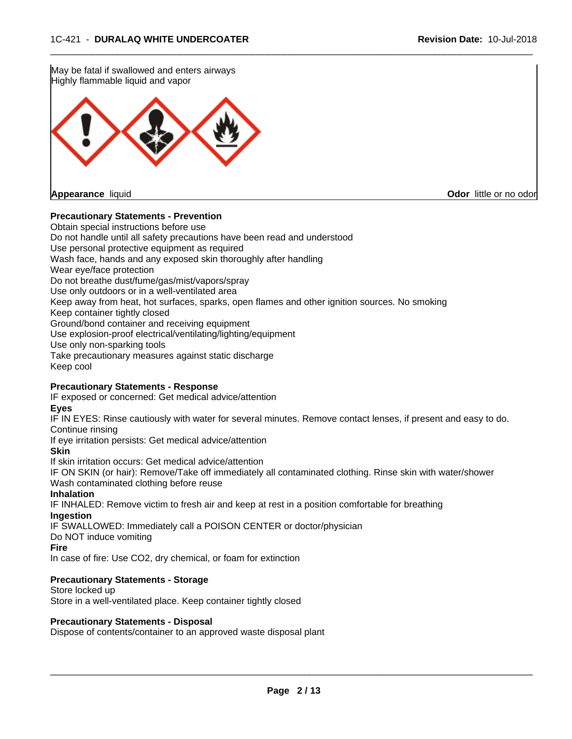May be fatal if swallowed and enters airways
Highly flammable liquid and vapor

**Appearance** liquid **Odor** little or no odor

**Precautionary Statements - Prevention**

Obtain special instructions before use
Do not handle until all safety precautions have been read and understood
Use personal protective equipment as required
Wash face, hands and any exposed skin thoroughly after handling
Wear eye/face protection
Do not breathe dust/fume/gas/mist/vapors/spray
Use only outdoors or in a well-ventilated area
Keep away from heat, hot surfaces, sparks, open flames and other ignition sources. No smoking
Keep container tightly closed
Ground/bond container and receiving equipment
Use explosion-proof electrical/ventilating/lighting/equipment
Use only non-sparking tools
Take precautionary measures against static discharge
Keep cool

**Precautionary Statements - Response**

IF exposed or concerned: Get medical advice/attention

**Eyes**

IF IN EYES: Rinse cautiously with water for several minutes. Remove contact lenses, if present and easy to do. Continue rinsing
If eye irritation persists: Get medical advice/attention

**Skin**

If skin irritation occurs: Get medical advice/attention
IF ON SKIN (or hair): Remove/Take off immediately all contaminated clothing. Rinse skin with water/shower
Wash contaminated clothing before reuse

**Inhalation**

IF INHALED: Remove victim to fresh air and keep at rest in a position comfortable for breathing

**Ingestion**

IF SWALLOWED: Immediately call a POISON CENTER or doctor/physician
Do NOT induce vomiting

**Fire**

In case of fire: Use CO2, dry chemical, or foam for extinction

**Precautionary Statements - Storage**

Store locked up
Store in a well-ventilated place. Keep container tightly closed

**Precautionary Statements - Disposal**

Dispose of contents/container to an approved waste disposal plant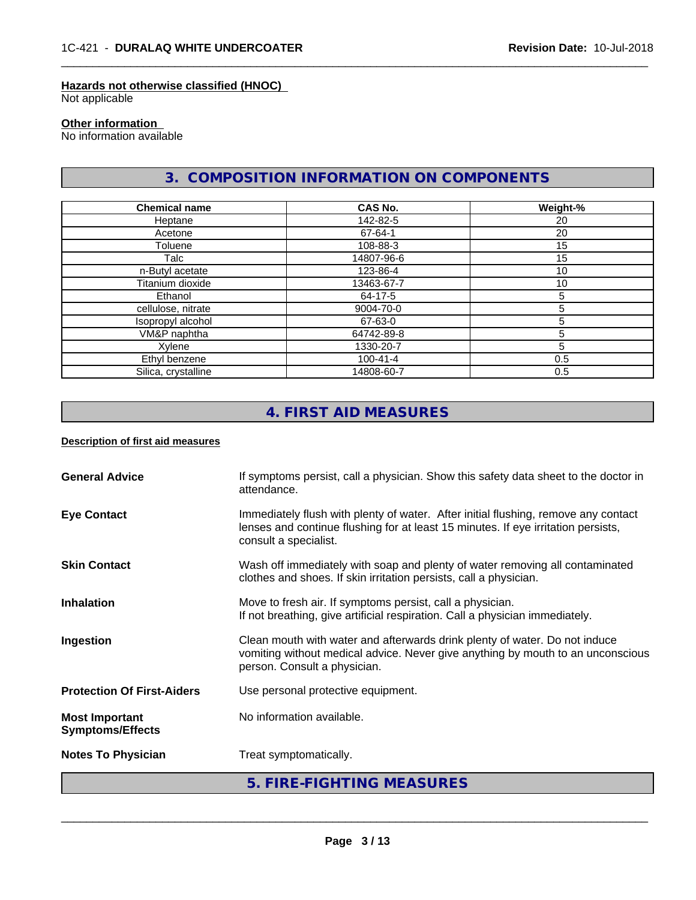**Hazards not otherwise classified (HNOC)**
Not applicable

**Other information**
No information available

## 3. COMPOSITION INFORMATION ON COMPONENTS

| Chemical name | CAS No. | Weight-% |
|---|---|---|
| Heptane | 142-82-5 | 20 |
| Acetone | 67-64-1 | 20 |
| Toluene | 108-88-3 | 15 |
| Talc | 14807-96-6 | 15 |
| n-Butyl acetate | 123-86-4 | 10 |
| Titanium dioxide | 13463-67-7 | 10 |
| Ethanol | 64-17-5 | 5 |
| cellulose, nitrate | 9004-70-0 | 5 |
| Isopropyl alcohol | 67-63-0 | 5 |
| VM&P naphtha | 64742-89-8 | 5 |
| Xylene | 1330-20-7 | 5 |
| Ethyl benzene | 100-41-4 | 0.5 |
| Silica, crystalline | 14808-60-7 | 0.5 |

## 4. FIRST AID MEASURES

**Description of first aid measures**

**General Advice** — If symptoms persist, call a physician. Show this safety data sheet to the doctor in attendance.

**Eye Contact** — Immediately flush with plenty of water. After initial flushing, remove any contact lenses and continue flushing for at least 15 minutes. If eye irritation persists, consult a specialist.

**Skin Contact** — Wash off immediately with soap and plenty of water removing all contaminated clothes and shoes. If skin irritation persists, call a physician.

**Inhalation** — Move to fresh air. If symptoms persist, call a physician.
If not breathing, give artificial respiration. Call a physician immediately.

**Ingestion** — Clean mouth with water and afterwards drink plenty of water. Do not induce vomiting without medical advice. Never give anything by mouth to an unconscious person. Consult a physician.

**Protection Of First-Aiders** — Use personal protective equipment.

**Most Important Symptoms/Effects** — No information available.

**Notes To Physician** — Treat symptomatically.

## 5. FIRE-FIGHTING MEASURES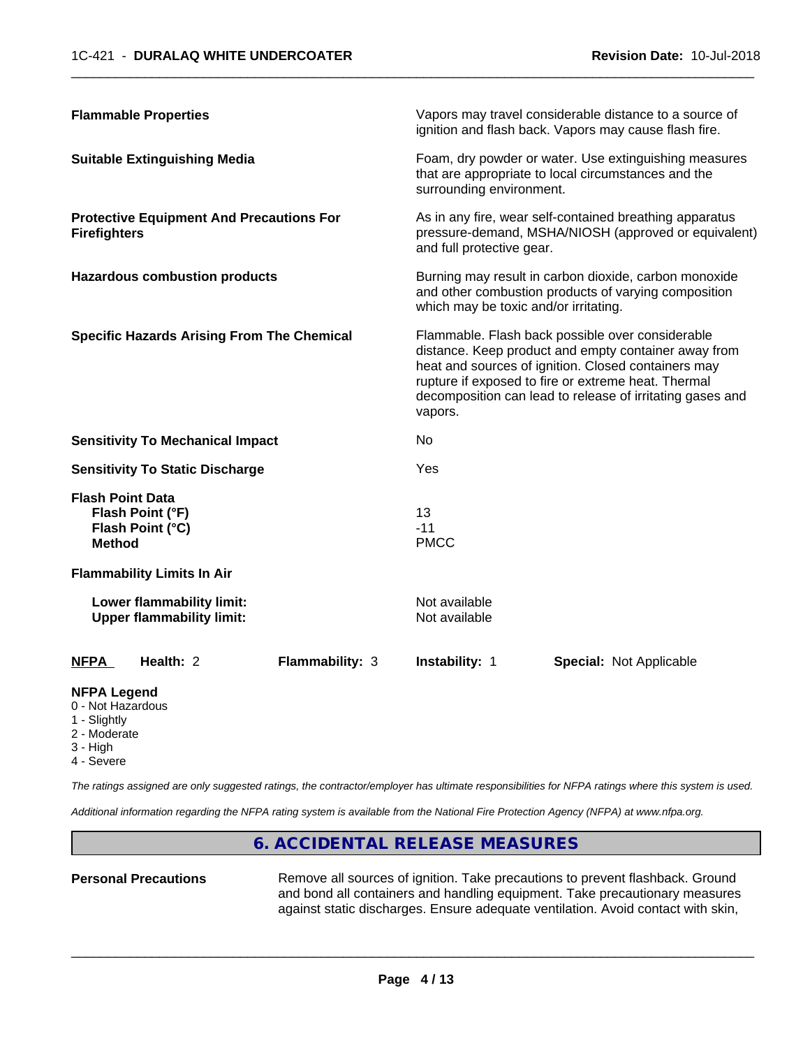| | |
|---|---|
| **Flammable Properties** | Vapors may travel considerable distance to a source of ignition and flash back. Vapors may cause flash fire. |
| **Suitable Extinguishing Media** | Foam, dry powder or water. Use extinguishing measures that are appropriate to local circumstances and the surrounding environment. |
| **Protective Equipment And Precautions For Firefighters** | As in any fire, wear self-contained breathing apparatus pressure-demand, MSHA/NIOSH (approved or equivalent) and full protective gear. |
| **Hazardous combustion products** | Burning may result in carbon dioxide, carbon monoxide and other combustion products of varying composition which may be toxic and/or irritating. |
| **Specific Hazards Arising From The Chemical** | Flammable. Flash back possible over considerable distance. Keep product and empty container away from heat and sources of ignition. Closed containers may rupture if exposed to fire or extreme heat. Thermal decomposition can lead to release of irritating gases and vapors. |
| **Sensitivity To Mechanical Impact** | No |
| **Sensitivity To Static Discharge** | Yes |

**Flash Point Data**

| | |
|---|---|
| **Flash Point (°F)** | 13 |
| **Flash Point (°C)** | -11 |
| **Method** | PMCC |

**Flammability Limits In Air**

| | |
|---|---|
| **Lower flammability limit:** | Not available |
| **Upper flammability limit:** | Not available |

| **NFPA** | **Health:** 2 | **Flammability:** 3 | **Instability:** 1 | **Special:** Not Applicable |
|---|---|---|---|---|

**NFPA Legend**
- 0 - Not Hazardous
- 1 - Slightly
- 2 - Moderate
- 3 - High
- 4 - Severe

*The ratings assigned are only suggested ratings, the contractor/employer has ultimate responsibilities for NFPA ratings where this system is used.*

*Additional information regarding the NFPA rating system is available from the National Fire Protection Agency (NFPA) at www.nfpa.org.*

## 6. ACCIDENTAL RELEASE MEASURES

**Personal Precautions** Remove all sources of ignition. Take precautions to prevent flashback. Ground and bond all containers and handling equipment. Take precautionary measures against static discharges. Ensure adequate ventilation. Avoid contact with skin,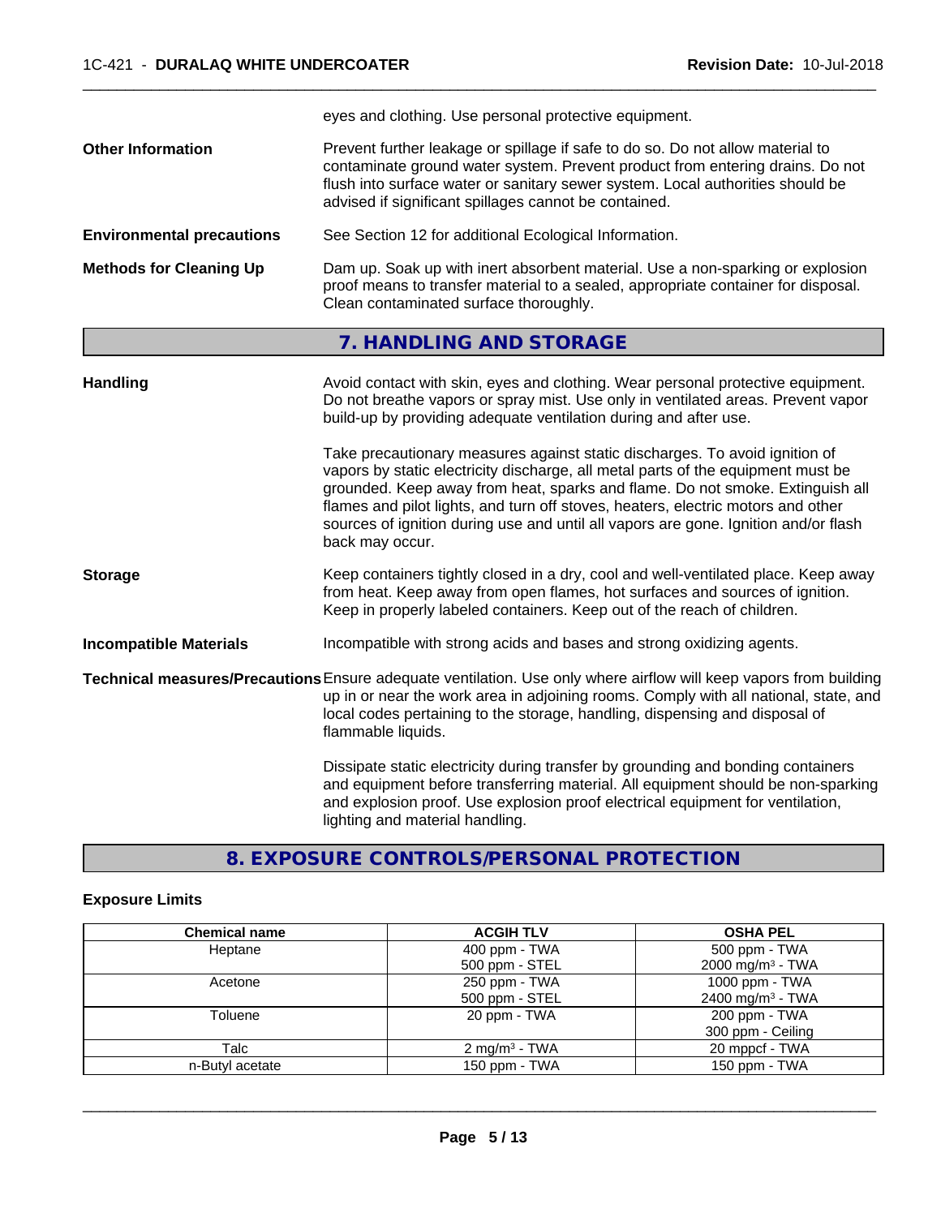eyes and clothing. Use personal protective equipment.

**Other Information**

Prevent further leakage or spillage if safe to do so. Do not allow material to contaminate ground water system. Prevent product from entering drains. Do not flush into surface water or sanitary sewer system. Local authorities should be advised if significant spillages cannot be contained.

**Environmental precautions**

See Section 12 for additional Ecological Information.

**Methods for Cleaning Up**

Dam up. Soak up with inert absorbent material. Use a non-sparking or explosion proof means to transfer material to a sealed, appropriate container for disposal. Clean contaminated surface thoroughly.

## 7. HANDLING AND STORAGE

**Handling**

Avoid contact with skin, eyes and clothing. Wear personal protective equipment. Do not breathe vapors or spray mist. Use only in ventilated areas. Prevent vapor build-up by providing adequate ventilation during and after use.

Take precautionary measures against static discharges. To avoid ignition of vapors by static electricity discharge, all metal parts of the equipment must be grounded. Keep away from heat, sparks and flame. Do not smoke. Extinguish all flames and pilot lights, and turn off stoves, heaters, electric motors and other sources of ignition during use and until all vapors are gone. Ignition and/or flash back may occur.

**Storage**

Keep containers tightly closed in a dry, cool and well-ventilated place. Keep away from heat. Keep away from open flames, hot surfaces and sources of ignition. Keep in properly labeled containers. Keep out of the reach of children.

**Incompatible Materials**

Incompatible with strong acids and bases and strong oxidizing agents.

**Technical measures/Precautions**

Ensure adequate ventilation. Use only where airflow will keep vapors from building up in or near the work area in adjoining rooms. Comply with all national, state, and local codes pertaining to the storage, handling, dispensing and disposal of flammable liquids.

Dissipate static electricity during transfer by grounding and bonding containers and equipment before transferring material. All equipment should be non-sparking and explosion proof. Use explosion proof electrical equipment for ventilation, lighting and material handling.

## 8. EXPOSURE CONTROLS/PERSONAL PROTECTION

### Exposure Limits

| Chemical name | ACGIH TLV | OSHA PEL |
|---|---|---|
| Heptane | 400 ppm - TWA<br>500 ppm - STEL | 500 ppm - TWA<br>2000 mg/m³ - TWA |
| Acetone | 250 ppm - TWA<br>500 ppm - STEL | 1000 ppm - TWA<br>2400 mg/m³ - TWA |
| Toluene | 20 ppm - TWA | 200 ppm - TWA<br>300 ppm - Ceiling |
| Talc | 2 mg/m³ - TWA | 20 mppcf - TWA |
| n-Butyl acetate | 150 ppm - TWA | 150 ppm - TWA |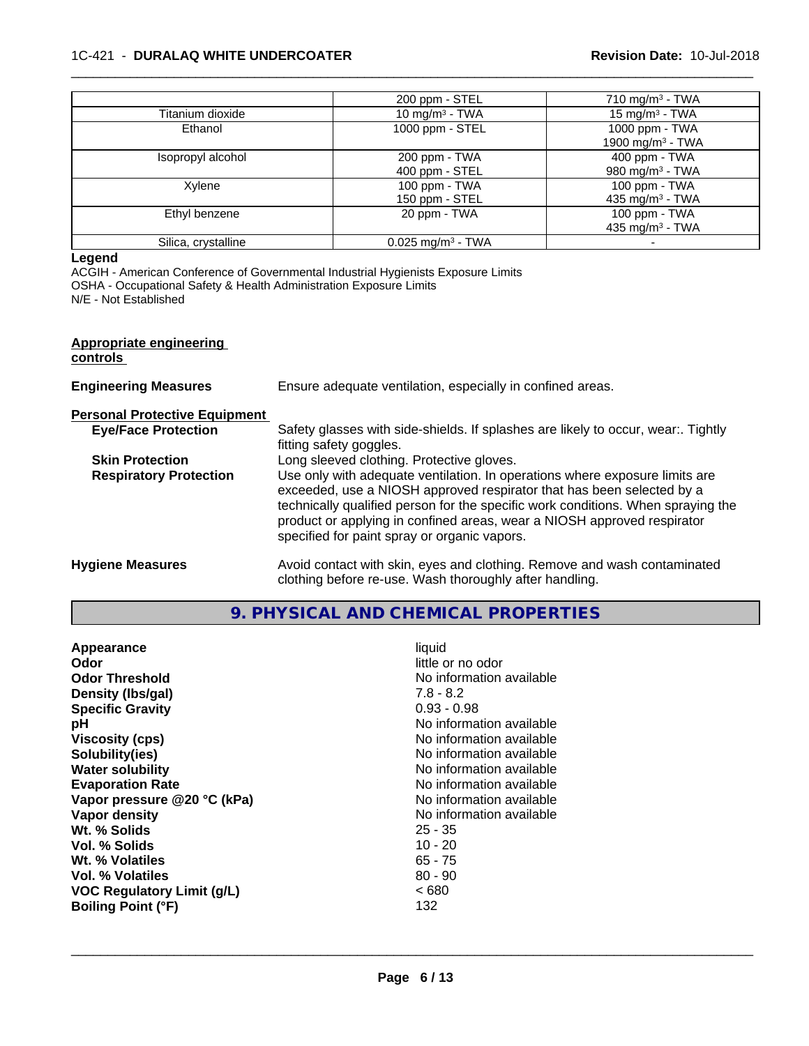| | | |
|---|---|---|
| | 200 ppm - STEL | 710 mg/m³ - TWA |
| Titanium dioxide | 10 mg/m³ - TWA | 15 mg/m³ - TWA |
| Ethanol | 1000 ppm - STEL | 1000 ppm - TWA<br>1900 mg/m³ - TWA |
| Isopropyl alcohol | 200 ppm - TWA<br>400 ppm - STEL | 400 ppm - TWA<br>980 mg/m³ - TWA |
| Xylene | 100 ppm - TWA<br>150 ppm - STEL | 100 ppm - TWA<br>435 mg/m³ - TWA |
| Ethyl benzene | 20 ppm - TWA | 100 ppm - TWA<br>435 mg/m³ - TWA |
| Silica, crystalline | 0.025 mg/m³ - TWA | - |

**Legend**

ACGIH - American Conference of Governmental Industrial Hygienists Exposure Limits
OSHA - Occupational Safety & Health Administration Exposure Limits
N/E - Not Established

**Appropriate engineering controls**

**Engineering Measures** Ensure adequate ventilation, especially in confined areas.

**Personal Protective Equipment**

**Eye/Face Protection** Safety glasses with side-shields. If splashes are likely to occur, wear:. Tightly fitting safety goggles.

**Skin Protection** Long sleeved clothing. Protective gloves.

**Respiratory Protection** Use only with adequate ventilation. In operations where exposure limits are exceeded, use a NIOSH approved respirator that has been selected by a technically qualified person for the specific work conditions. When spraying the product or applying in confined areas, wear a NIOSH approved respirator specified for paint spray or organic vapors.

**Hygiene Measures** Avoid contact with skin, eyes and clothing. Remove and wash contaminated clothing before re-use. Wash thoroughly after handling.

## 9. PHYSICAL AND CHEMICAL PROPERTIES

| | |
|---|---|
| **Appearance** | liquid |
| **Odor** | little or no odor |
| **Odor Threshold** | No information available |
| **Density (lbs/gal)** | 7.8 - 8.2 |
| **Specific Gravity** | 0.93 - 0.98 |
| **pH** | No information available |
| **Viscosity (cps)** | No information available |
| **Solubility(ies)** | No information available |
| **Water solubility** | No information available |
| **Evaporation Rate** | No information available |
| **Vapor pressure @20 °C (kPa)** | No information available |
| **Vapor density** | No information available |
| **Wt. % Solids** | 25 - 35 |
| **Vol. % Solids** | 10 - 20 |
| **Wt. % Volatiles** | 65 - 75 |
| **Vol. % Volatiles** | 80 - 90 |
| **VOC Regulatory Limit (g/L)** | < 680 |
| **Boiling Point (°F)** | 132 |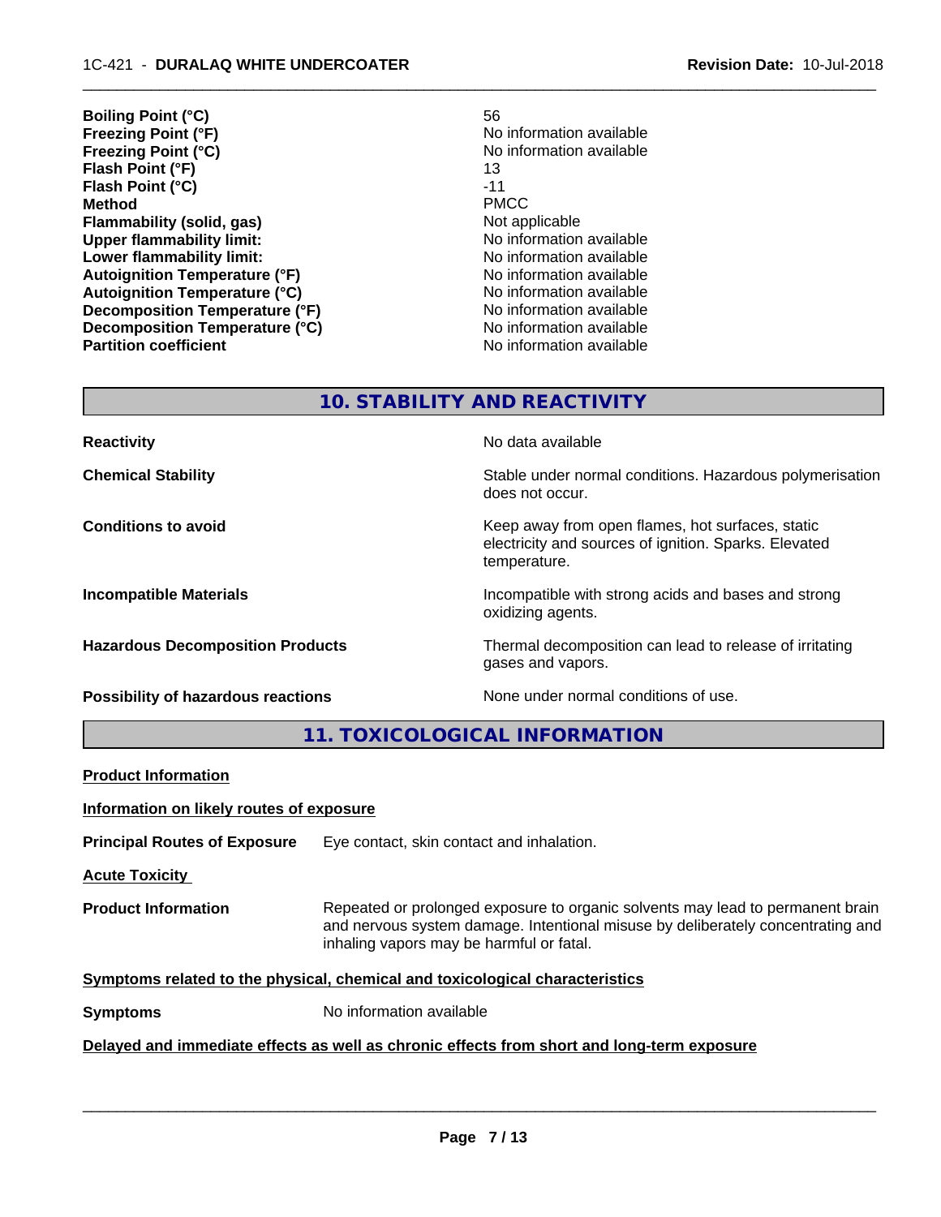| | |
|---|---|
| **Boiling Point (°C)** | 56 |
| **Freezing Point (°F)** | No information available |
| **Freezing Point (°C)** | No information available |
| **Flash Point (°F)** | 13 |
| **Flash Point (°C)** | -11 |
| **Method** | PMCC |
| **Flammability (solid, gas)** | Not applicable |
| **Upper flammability limit:** | No information available |
| **Lower flammability limit:** | No information available |
| **Autoignition Temperature (°F)** | No information available |
| **Autoignition Temperature (°C)** | No information available |
| **Decomposition Temperature (°F)** | No information available |
| **Decomposition Temperature (°C)** | No information available |
| **Partition coefficient** | No information available |

## 10. STABILITY AND REACTIVITY

| | |
|---|---|
| **Reactivity** | No data available |
| **Chemical Stability** | Stable under normal conditions. Hazardous polymerisation does not occur. |
| **Conditions to avoid** | Keep away from open flames, hot surfaces, static electricity and sources of ignition. Sparks. Elevated temperature. |
| **Incompatible Materials** | Incompatible with strong acids and bases and strong oxidizing agents. |
| **Hazardous Decomposition Products** | Thermal decomposition can lead to release of irritating gases and vapors. |
| **Possibility of hazardous reactions** | None under normal conditions of use. |

## 11. TOXICOLOGICAL INFORMATION

**Product Information**

**Information on likely routes of exposure**

**Principal Routes of Exposure** Eye contact, skin contact and inhalation.

**Acute Toxicity**

**Product Information** Repeated or prolonged exposure to organic solvents may lead to permanent brain and nervous system damage. Intentional misuse by deliberately concentrating and inhaling vapors may be harmful or fatal.

**Symptoms related to the physical, chemical and toxicological characteristics**

**Symptoms** No information available

**Delayed and immediate effects as well as chronic effects from short and long-term exposure**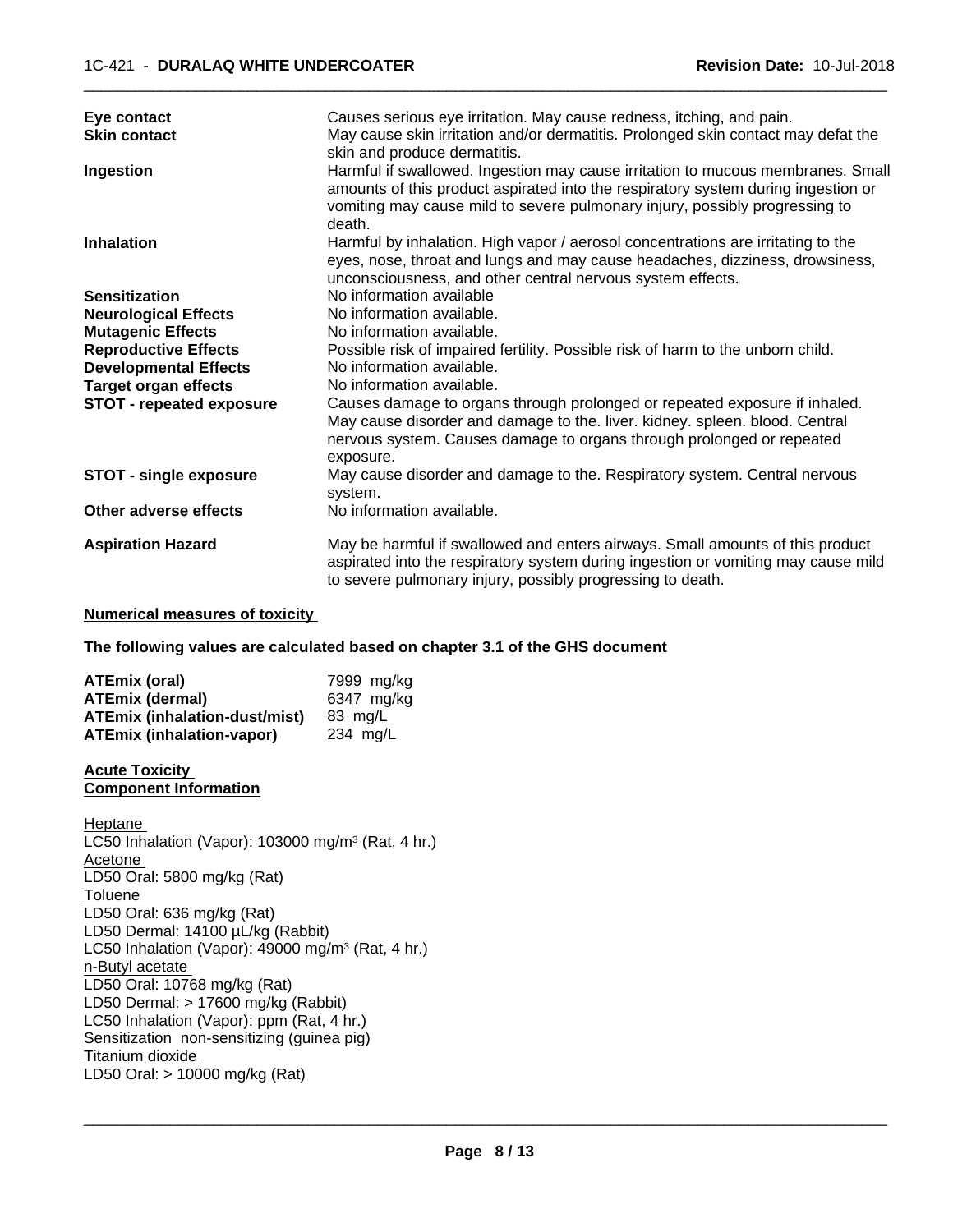| | |
|---|---|
| **Eye contact** | Causes serious eye irritation. May cause redness, itching, and pain. |
| **Skin contact** | May cause skin irritation and/or dermatitis. Prolonged skin contact may defat the skin and produce dermatitis. |
| **Ingestion** | Harmful if swallowed. Ingestion may cause irritation to mucous membranes. Small amounts of this product aspirated into the respiratory system during ingestion or vomiting may cause mild to severe pulmonary injury, possibly progressing to death. |
| **Inhalation** | Harmful by inhalation. High vapor / aerosol concentrations are irritating to the eyes, nose, throat and lungs and may cause headaches, dizziness, drowsiness, unconsciousness, and other central nervous system effects. |
| **Sensitization** | No information available |
| **Neurological Effects** | No information available. |
| **Mutagenic Effects** | No information available. |
| **Reproductive Effects** | Possible risk of impaired fertility. Possible risk of harm to the unborn child. |
| **Developmental Effects** | No information available. |
| **Target organ effects** | No information available. |
| **STOT - repeated exposure** | Causes damage to organs through prolonged or repeated exposure if inhaled. May cause disorder and damage to the. liver. kidney. spleen. blood. Central nervous system. Causes damage to organs through prolonged or repeated exposure. |
| **STOT - single exposure** | May cause disorder and damage to the. Respiratory system. Central nervous system. |
| **Other adverse effects** | No information available. |
| **Aspiration Hazard** | May be harmful if swallowed and enters airways. Small amounts of this product aspirated into the respiratory system during ingestion or vomiting may cause mild to severe pulmonary injury, possibly progressing to death. |

**Numerical measures of toxicity**

**The following values are calculated based on chapter 3.1 of the GHS document**

| | |
|---|---|
| **ATEmix (oral)** | 7999 mg/kg |
| **ATEmix (dermal)** | 6347 mg/kg |
| **ATEmix (inhalation-dust/mist)** | 83 mg/L |
| **ATEmix (inhalation-vapor)** | 234 mg/L |

**Acute Toxicity**
**Component Information**

Heptane
LC50 Inhalation (Vapor): 103000 mg/m³ (Rat, 4 hr.)
Acetone
LD50 Oral: 5800 mg/kg (Rat)
Toluene
LD50 Oral: 636 mg/kg (Rat)
LD50 Dermal: 14100 µL/kg (Rabbit)
LC50 Inhalation (Vapor): 49000 mg/m³ (Rat, 4 hr.)
n-Butyl acetate
LD50 Oral: 10768 mg/kg (Rat)
LD50 Dermal: > 17600 mg/kg (Rabbit)
LC50 Inhalation (Vapor): ppm (Rat, 4 hr.)
Sensitization non-sensitizing (guinea pig)
Titanium dioxide
LD50 Oral: > 10000 mg/kg (Rat)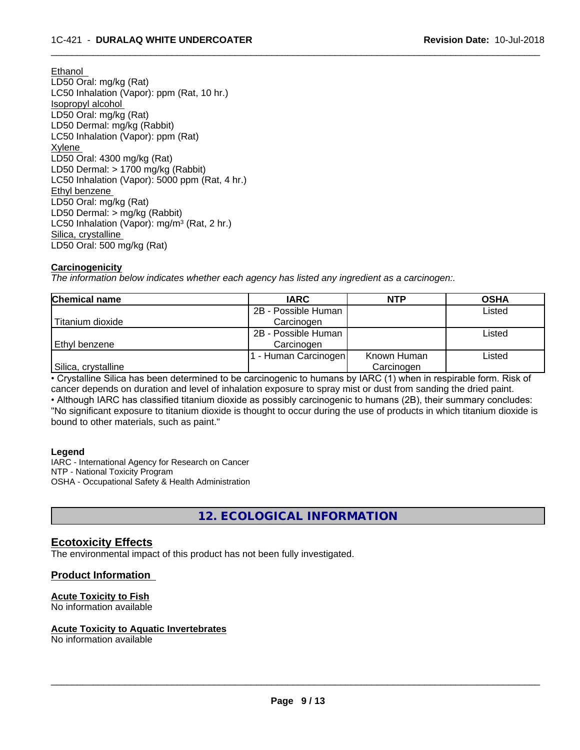Ethanol
LD50 Oral: mg/kg (Rat)
LC50 Inhalation (Vapor): ppm (Rat, 10 hr.)
Isopropyl alcohol
LD50 Oral: mg/kg (Rat)
LD50 Dermal: mg/kg (Rabbit)
LC50 Inhalation (Vapor): ppm (Rat)
Xylene
LD50 Oral: 4300 mg/kg (Rat)
LD50 Dermal: > 1700 mg/kg (Rabbit)
LC50 Inhalation (Vapor): 5000 ppm (Rat, 4 hr.)
Ethyl benzene
LD50 Oral: mg/kg (Rat)
LD50 Dermal: > mg/kg (Rabbit)
LC50 Inhalation (Vapor): mg/m³ (Rat, 2 hr.)
Silica, crystalline
LD50 Oral: 500 mg/kg (Rat)

**Carcinogenicity**

*The information below indicates whether each agency has listed any ingredient as a carcinogen:.*

| Chemical name | IARC | NTP | OSHA |
|---|---|---|---|
| Titanium dioxide | 2B - Possible Human Carcinogen | | Listed |
| Ethyl benzene | 2B - Possible Human Carcinogen | | Listed |
| Silica, crystalline | 1 - Human Carcinogen | Known Human Carcinogen | Listed |

• Crystalline Silica has been determined to be carcinogenic to humans by IARC (1) when in respirable form. Risk of cancer depends on duration and level of inhalation exposure to spray mist or dust from sanding the dried paint.
• Although IARC has classified titanium dioxide as possibly carcinogenic to humans (2B), their summary concludes: "No significant exposure to titanium dioxide is thought to occur during the use of products in which titanium dioxide is bound to other materials, such as paint."

**Legend**
IARC - International Agency for Research on Cancer
NTP - National Toxicity Program
OSHA - Occupational Safety & Health Administration

## 12. ECOLOGICAL INFORMATION

### Ecotoxicity Effects

The environmental impact of this product has not been fully investigated.

### Product Information

**Acute Toxicity to Fish**
No information available

**Acute Toxicity to Aquatic Invertebrates**
No information available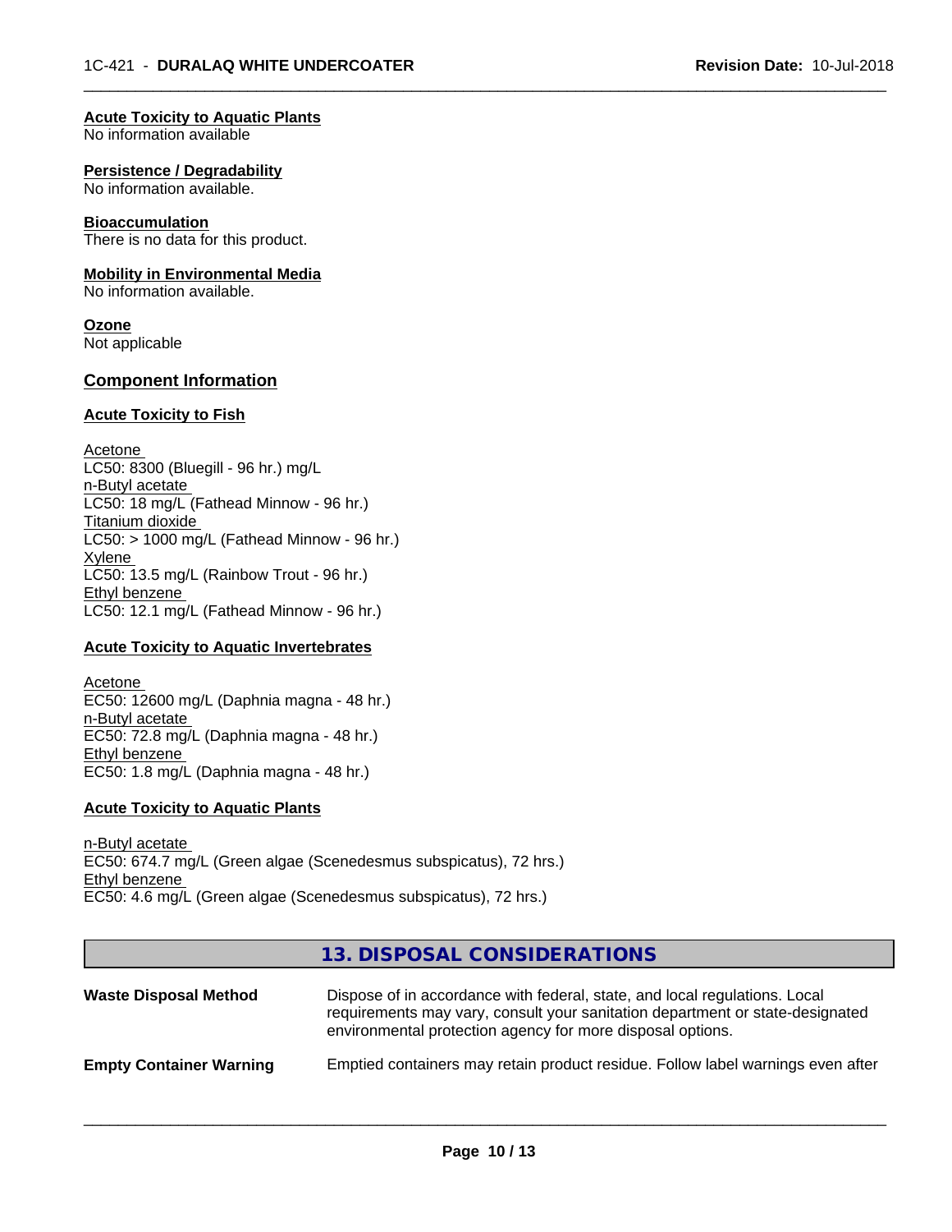**Acute Toxicity to Aquatic Plants**
No information available

**Persistence / Degradability**
No information available.

**Bioaccumulation**
There is no data for this product.

**Mobility in Environmental Media**
No information available.

**Ozone**
Not applicable

## Component Information

### Acute Toxicity to Fish

Acetone
LC50: 8300 (Bluegill - 96 hr.) mg/L
n-Butyl acetate
LC50: 18 mg/L (Fathead Minnow - 96 hr.)
Titanium dioxide
LC50: > 1000 mg/L (Fathead Minnow - 96 hr.)
Xylene
LC50: 13.5 mg/L (Rainbow Trout - 96 hr.)
Ethyl benzene
LC50: 12.1 mg/L (Fathead Minnow - 96 hr.)

### Acute Toxicity to Aquatic Invertebrates

Acetone
EC50: 12600 mg/L (Daphnia magna - 48 hr.)
n-Butyl acetate
EC50: 72.8 mg/L (Daphnia magna - 48 hr.)
Ethyl benzene
EC50: 1.8 mg/L (Daphnia magna - 48 hr.)

### Acute Toxicity to Aquatic Plants

n-Butyl acetate
EC50: 674.7 mg/L (Green algae (Scenedesmus subspicatus), 72 hrs.)
Ethyl benzene
EC50: 4.6 mg/L (Green algae (Scenedesmus subspicatus), 72 hrs.)

## 13. DISPOSAL CONSIDERATIONS

| | |
|---|---|
| **Waste Disposal Method** | Dispose of in accordance with federal, state, and local regulations. Local requirements may vary, consult your sanitation department or state-designated environmental protection agency for more disposal options. |
| **Empty Container Warning** | Emptied containers may retain product residue. Follow label warnings even after |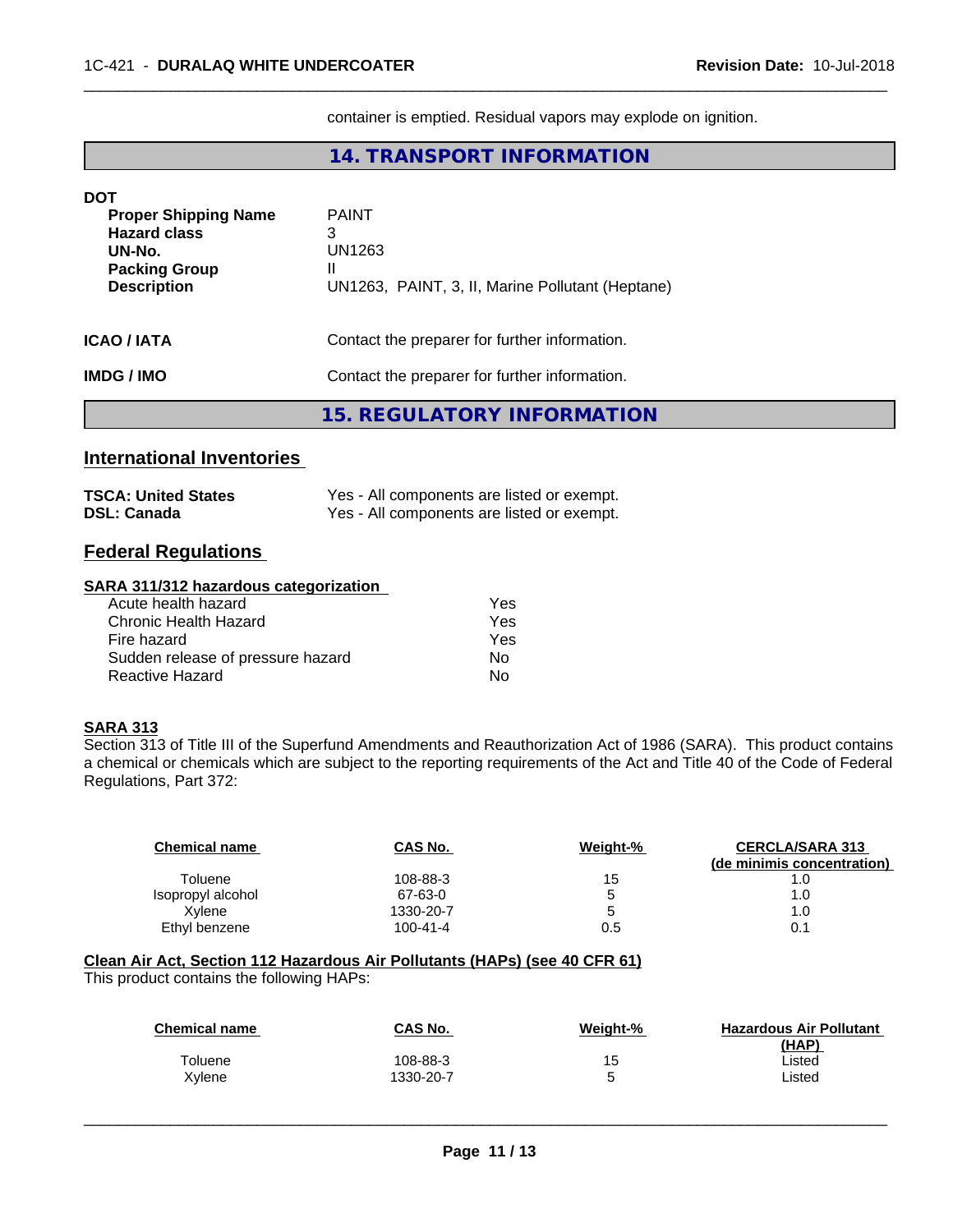container is emptied. Residual vapors may explode on ignition.

## 14. TRANSPORT INFORMATION

**DOT**

| | |
|---|---|
| **Proper Shipping Name** | PAINT |
| **Hazard class** | 3 |
| **UN-No.** | UN1263 |
| **Packing Group** | II |
| **Description** | UN1263, PAINT, 3, II, Marine Pollutant (Heptane) |

**ICAO / IATA** Contact the preparer for further information.

**IMDG / IMO** Contact the preparer for further information.

## 15. REGULATORY INFORMATION

### International Inventories

| | |
|---|---|
| **TSCA: United States** | Yes - All components are listed or exempt. |
| **DSL: Canada** | Yes - All components are listed or exempt. |

### Federal Regulations

**SARA 311/312 hazardous categorization**

| | |
|---|---|
| Acute health hazard | Yes |
| Chronic Health Hazard | Yes |
| Fire hazard | Yes |
| Sudden release of pressure hazard | No |
| Reactive Hazard | No |

**SARA 313**

Section 313 of Title III of the Superfund Amendments and Reauthorization Act of 1986 (SARA). This product contains a chemical or chemicals which are subject to the reporting requirements of the Act and Title 40 of the Code of Federal Regulations, Part 372:

| Chemical name | CAS No. | Weight-% | CERCLA/SARA 313 (de minimis concentration) |
|---|---|---|---|
| Toluene | 108-88-3 | 15 | 1.0 |
| Isopropyl alcohol | 67-63-0 | 5 | 1.0 |
| Xylene | 1330-20-7 | 5 | 1.0 |
| Ethyl benzene | 100-41-4 | 0.5 | 0.1 |

**Clean Air Act, Section 112 Hazardous Air Pollutants (HAPs) (see 40 CFR 61)**

This product contains the following HAPs:

| Chemical name | CAS No. | Weight-% | Hazardous Air Pollutant (HAP) |
|---|---|---|---|
| Toluene | 108-88-3 | 15 | Listed |
| Xylene | 1330-20-7 | 5 | Listed |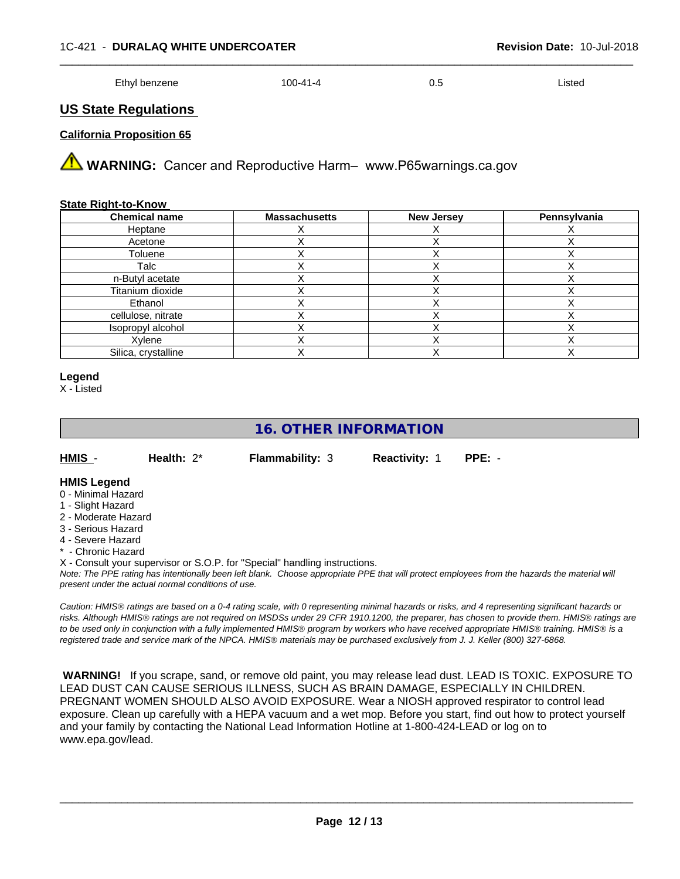| Ethyl benzene | 100-41-4 | 0.5 | Listed |
|---|---|---|---|

## US State Regulations

**California Proposition 65**

⚠ **WARNING:** Cancer and Reproductive Harm– www.P65warnings.ca.gov

**State Right-to-Know**

| Chemical name | Massachusetts | New Jersey | Pennsylvania |
|---|---|---|---|
| Heptane | X | X | X |
| Acetone | X | X | X |
| Toluene | X | X | X |
| Talc | X | X | X |
| n-Butyl acetate | X | X | X |
| Titanium dioxide | X | X | X |
| Ethanol | X | X | X |
| cellulose, nitrate | X | X | X |
| Isopropyl alcohol | X | X | X |
| Xylene | X | X | X |
| Silica, crystalline | X | X | X |

**Legend**
X - Listed

# 16. OTHER INFORMATION

**HMIS** - **Health:** 2* **Flammability:** 3 **Reactivity:** 1 **PPE:** -

**HMIS Legend**
0 - Minimal Hazard
1 - Slight Hazard
2 - Moderate Hazard
3 - Serious Hazard
4 - Severe Hazard
* - Chronic Hazard
X - Consult your supervisor or S.O.P. for "Special" handling instructions.
*Note: The PPE rating has intentionally been left blank. Choose appropriate PPE that will protect employees from the hazards the material will present under the actual normal conditions of use.*

*Caution: HMIS® ratings are based on a 0-4 rating scale, with 0 representing minimal hazards or risks, and 4 representing significant hazards or risks. Although HMIS® ratings are not required on MSDSs under 29 CFR 1910.1200, the preparer, has chosen to provide them. HMIS® ratings are to be used only in conjunction with a fully implemented HMIS® program by workers who have received appropriate HMIS® training. HMIS® is a registered trade and service mark of the NPCA. HMIS® materials may be purchased exclusively from J. J. Keller (800) 327-6868.*

**WARNING!** If you scrape, sand, or remove old paint, you may release lead dust. LEAD IS TOXIC. EXPOSURE TO LEAD DUST CAN CAUSE SERIOUS ILLNESS, SUCH AS BRAIN DAMAGE, ESPECIALLY IN CHILDREN. PREGNANT WOMEN SHOULD ALSO AVOID EXPOSURE. Wear a NIOSH approved respirator to control lead exposure. Clean up carefully with a HEPA vacuum and a wet mop. Before you start, find out how to protect yourself and your family by contacting the National Lead Information Hotline at 1-800-424-LEAD or log on to www.epa.gov/lead.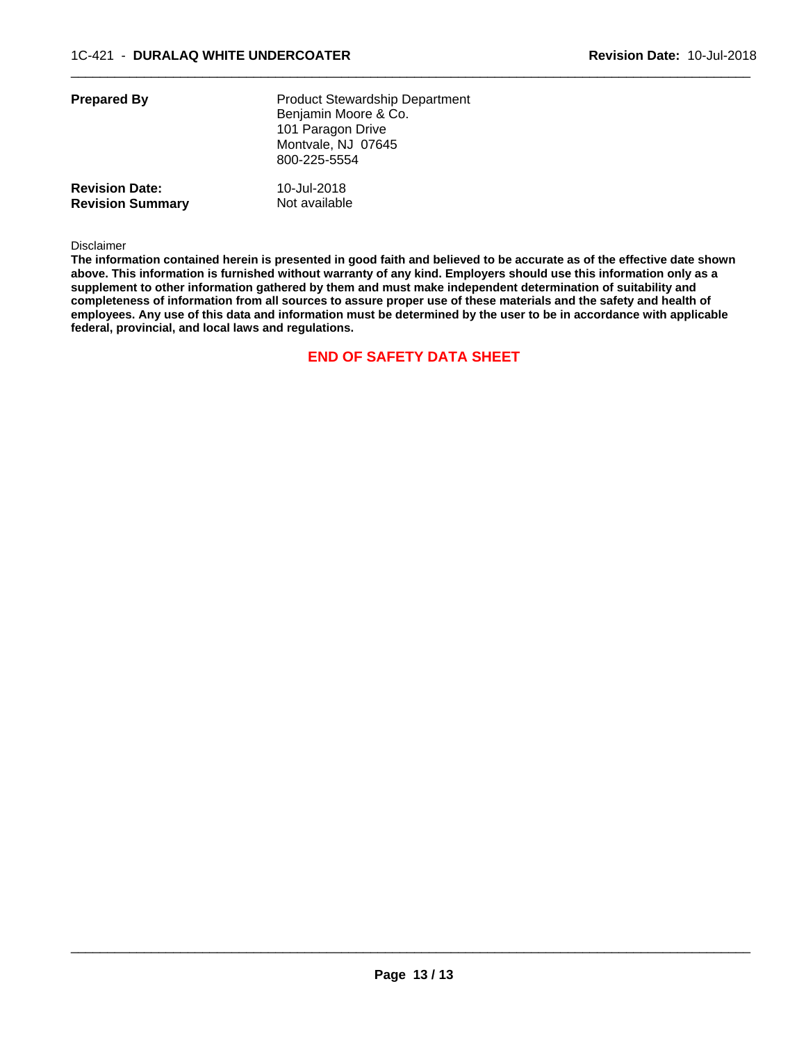**Prepared By**
Product Stewardship Department
Benjamin Moore & Co.
101 Paragon Drive
Montvale, NJ 07645
800-225-5554

**Revision Date:** 10-Jul-2018
**Revision Summary** Not available

Disclaimer

**The information contained herein is presented in good faith and believed to be accurate as of the effective date shown above. This information is furnished without warranty of any kind. Employers should use this information only as a supplement to other information gathered by them and must make independent determination of suitability and completeness of information from all sources to assure proper use of these materials and the safety and health of employees. Any use of this data and information must be determined by the user to be in accordance with applicable federal, provincial, and local laws and regulations.**

**END OF SAFETY DATA SHEET**